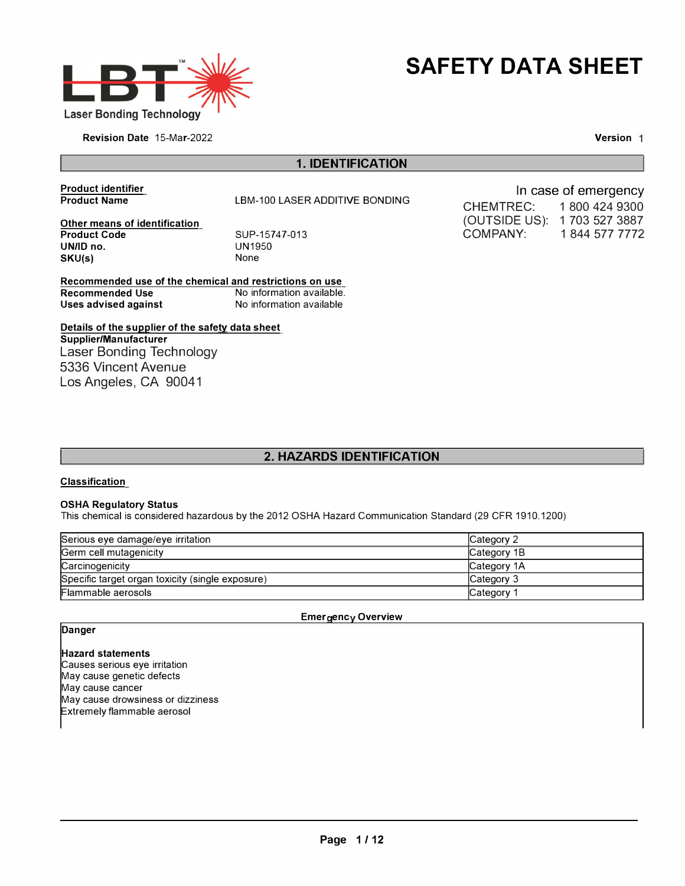LBT™ Laser Bonding Technology

# SAFETY DATA SHEET

**Revision Date** 15-Mar-2022

**Version** 1

## 1. IDENTIFICATION

**Product identifier**

**Product Name** LBM-100 LASER ADDITIVE BONDING

**Other means of identification**

**Product Code** SUP-15747-013
**UN/ID no.** UN1950
**SKU(s)** None

**Recommended use of the chemical and restrictions on use**

**Recommended Use** No information available.
**Uses advised against** No information available

**Details of the supplier of the safety data sheet**

**Supplier/Manufacturer**
Laser Bonding Technology
5336 Vincent Avenue
Los Angeles, CA 90041

In case of emergency
CHEMTREC: 1 800 424 9300
(OUTSIDE US): 1 703 527 3887
COMPANY: 1 844 577 7772

## 2. HAZARDS IDENTIFICATION

**Classification**

**OSHA Regulatory Status**
This chemical is considered hazardous by the 2012 OSHA Hazard Communication Standard (29 CFR 1910.1200)

| | |
|---|---|
| Serious eye damage/eye irritation | Category 2 |
| Germ cell mutagenicity | Category 1B |
| Carcinogenicity | Category 1A |
| Specific target organ toxicity (single exposure) | Category 3 |
| Flammable aerosols | Category 1 |

**Emergency Overview**

**Danger**

**Hazard statements**
Causes serious eye irritation
May cause genetic defects
May cause cancer
May cause drowsiness or dizziness
Extremely flammable aerosol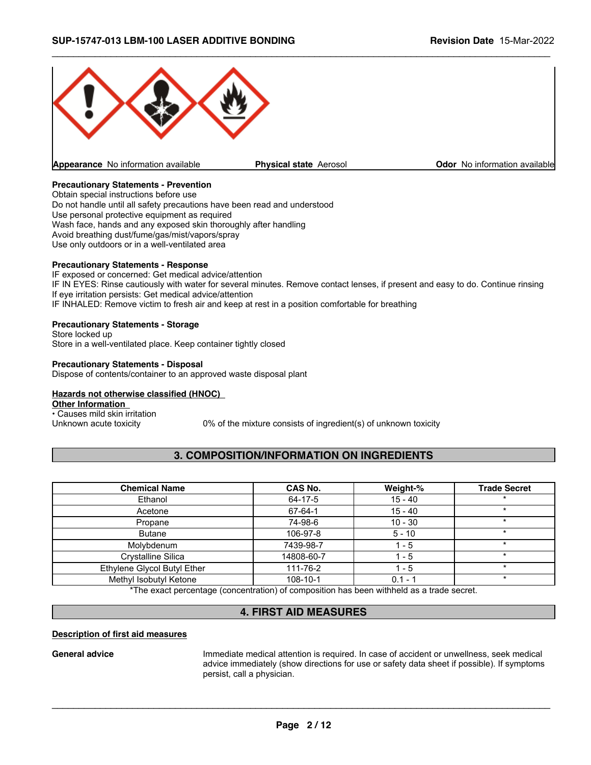| Appearance No information available | Physical state Aerosol | Odor No information available |
|---|---|---|

**Precautionary Statements - Prevention**
Obtain special instructions before use
Do not handle until all safety precautions have been read and understood
Use personal protective equipment as required
Wash face, hands and any exposed skin thoroughly after handling
Avoid breathing dust/fume/gas/mist/vapors/spray
Use only outdoors or in a well-ventilated area

**Precautionary Statements - Response**
IF exposed or concerned: Get medical advice/attention
IF IN EYES: Rinse cautiously with water for several minutes. Remove contact lenses, if present and easy to do. Continue rinsing
If eye irritation persists: Get medical advice/attention
IF INHALED: Remove victim to fresh air and keep at rest in a position comfortable for breathing

**Precautionary Statements - Storage**
Store locked up
Store in a well-ventilated place. Keep container tightly closed

**Precautionary Statements - Disposal**
Dispose of contents/container to an approved waste disposal plant

**Hazards not otherwise classified (HNOC)**

**Other Information**
• Causes mild skin irritation

Unknown acute toxicity 0% of the mixture consists of ingredient(s) of unknown toxicity

## 3. COMPOSITION/INFORMATION ON INGREDIENTS

| Chemical Name | CAS No. | Weight-% | Trade Secret |
|---|---|---|---|
| Ethanol | 64-17-5 | 15 - 40 | * |
| Acetone | 67-64-1 | 15 - 40 | * |
| Propane | 74-98-6 | 10 - 30 | * |
| Butane | 106-97-8 | 5 - 10 | * |
| Molybdenum | 7439-98-7 | 1 - 5 | * |
| Crystalline Silica | 14808-60-7 | 1 - 5 | * |
| Ethylene Glycol Butyl Ether | 111-76-2 | 1 - 5 | * |
| Methyl Isobutyl Ketone | 108-10-1 | 0.1 - 1 | * |

*The exact percentage (concentration) of composition has been withheld as a trade secret.

## 4. FIRST AID MEASURES

**Description of first aid measures**

**General advice** Immediate medical attention is required. In case of accident or unwellness, seek medical advice immediately (show directions for use or safety data sheet if possible). If symptoms persist, call a physician.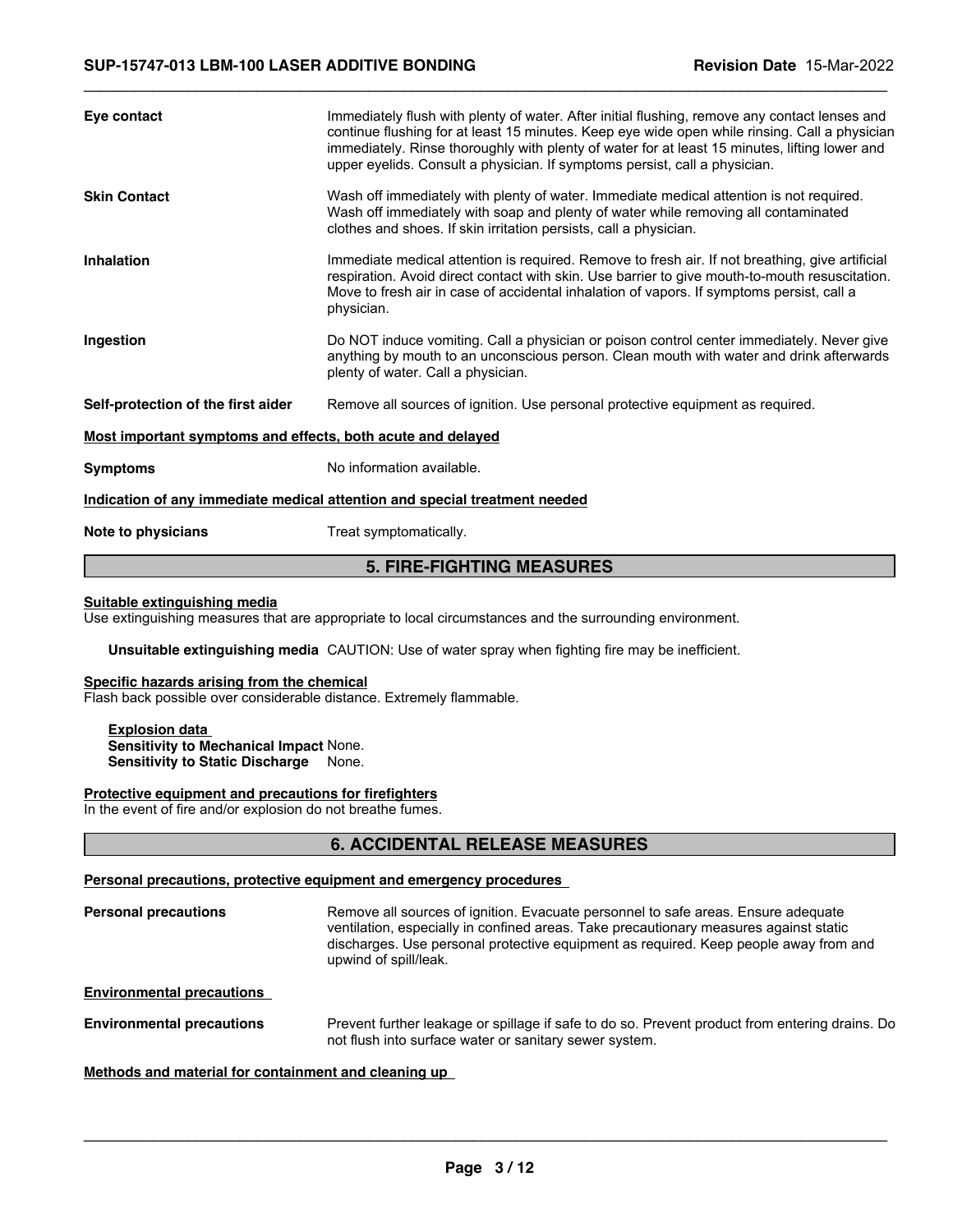**Eye contact** Immediately flush with plenty of water. After initial flushing, remove any contact lenses and continue flushing for at least 15 minutes. Keep eye wide open while rinsing. Call a physician immediately. Rinse thoroughly with plenty of water for at least 15 minutes, lifting lower and upper eyelids. Consult a physician. If symptoms persist, call a physician.

**Skin Contact** Wash off immediately with plenty of water. Immediate medical attention is not required. Wash off immediately with soap and plenty of water while removing all contaminated clothes and shoes. If skin irritation persists, call a physician.

**Inhalation** Immediate medical attention is required. Remove to fresh air. If not breathing, give artificial respiration. Avoid direct contact with skin. Use barrier to give mouth-to-mouth resuscitation. Move to fresh air in case of accidental inhalation of vapors. If symptoms persist, call a physician.

**Ingestion** Do NOT induce vomiting. Call a physician or poison control center immediately. Never give anything by mouth to an unconscious person. Clean mouth with water and drink afterwards plenty of water. Call a physician.

**Self-protection of the first aider** Remove all sources of ignition. Use personal protective equipment as required.

**Most important symptoms and effects, both acute and delayed**

**Symptoms** No information available.

**Indication of any immediate medical attention and special treatment needed**

**Note to physicians** Treat symptomatically.

## 5. FIRE-FIGHTING MEASURES

**Suitable extinguishing media**

Use extinguishing measures that are appropriate to local circumstances and the surrounding environment.

**Unsuitable extinguishing media** CAUTION: Use of water spray when fighting fire may be inefficient.

**Specific hazards arising from the chemical**

Flash back possible over considerable distance. Extremely flammable.

**Explosion data**
**Sensitivity to Mechanical Impact** None.
**Sensitivity to Static Discharge** None.

**Protective equipment and precautions for firefighters**

In the event of fire and/or explosion do not breathe fumes.

## 6. ACCIDENTAL RELEASE MEASURES

**Personal precautions, protective equipment and emergency procedures**

**Personal precautions** Remove all sources of ignition. Evacuate personnel to safe areas. Ensure adequate ventilation, especially in confined areas. Take precautionary measures against static discharges. Use personal protective equipment as required. Keep people away from and upwind of spill/leak.

**Environmental precautions**

**Environmental precautions** Prevent further leakage or spillage if safe to do so. Prevent product from entering drains. Do not flush into surface water or sanitary sewer system.

**Methods and material for containment and cleaning up**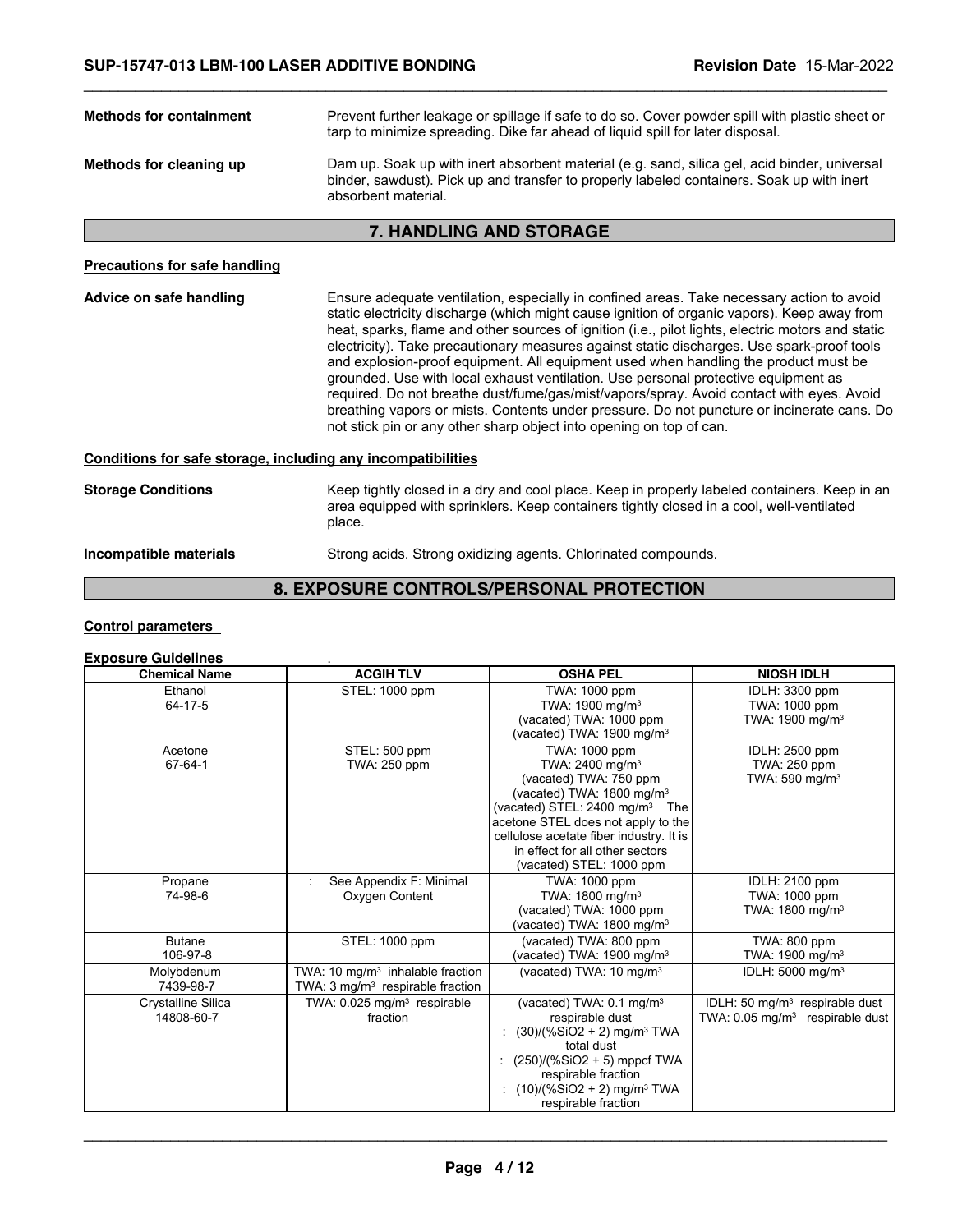**Methods for containment** Prevent further leakage or spillage if safe to do so. Cover powder spill with plastic sheet or tarp to minimize spreading. Dike far ahead of liquid spill for later disposal.

**Methods for cleaning up** Dam up. Soak up with inert absorbent material (e.g. sand, silica gel, acid binder, universal binder, sawdust). Pick up and transfer to properly labeled containers. Soak up with inert absorbent material.

## 7. HANDLING AND STORAGE

### Precautions for safe handling

**Advice on safe handling** Ensure adequate ventilation, especially in confined areas. Take necessary action to avoid static electricity discharge (which might cause ignition of organic vapors). Keep away from heat, sparks, flame and other sources of ignition (i.e., pilot lights, electric motors and static electricity). Take precautionary measures against static discharges. Use spark-proof tools and explosion-proof equipment. All equipment used when handling the product must be grounded. Use with local exhaust ventilation. Use personal protective equipment as required. Do not breathe dust/fume/gas/mist/vapors/spray. Avoid contact with eyes. Avoid breathing vapors or mists. Contents under pressure. Do not puncture or incinerate cans. Do not stick pin or any other sharp object into opening on top of can.

### Conditions for safe storage, including any incompatibilities

**Storage Conditions** Keep tightly closed in a dry and cool place. Keep in properly labeled containers. Keep in an area equipped with sprinklers. Keep containers tightly closed in a cool, well-ventilated place.

**Incompatible materials** Strong acids. Strong oxidizing agents. Chlorinated compounds.

## 8. EXPOSURE CONTROLS/PERSONAL PROTECTION

### Control parameters

**Exposure Guidelines** .

| Chemical Name | ACGIH TLV | OSHA PEL | NIOSH IDLH |
|---|---|---|---|
| Ethanol<br>64-17-5 | STEL: 1000 ppm | TWA: 1000 ppm<br>TWA: 1900 mg/m³<br>(vacated) TWA: 1000 ppm<br>(vacated) TWA: 1900 mg/m³ | IDLH: 3300 ppm<br>TWA: 1000 ppm<br>TWA: 1900 mg/m³ |
| Acetone<br>67-64-1 | STEL: 500 ppm<br>TWA: 250 ppm | TWA: 1000 ppm<br>TWA: 2400 mg/m³<br>(vacated) TWA: 750 ppm<br>(vacated) TWA: 1800 mg/m³<br>(vacated) STEL: 2400 mg/m³ The acetone STEL does not apply to the cellulose acetate fiber industry. It is in effect for all other sectors<br>(vacated) STEL: 1000 ppm | IDLH: 2500 ppm<br>TWA: 250 ppm<br>TWA: 590 mg/m³ |
| Propane<br>74-98-6 | : See Appendix F: Minimal Oxygen Content | TWA: 1000 ppm<br>TWA: 1800 mg/m³<br>(vacated) TWA: 1000 ppm<br>(vacated) TWA: 1800 mg/m³ | IDLH: 2100 ppm<br>TWA: 1000 ppm<br>TWA: 1800 mg/m³ |
| Butane<br>106-97-8 | STEL: 1000 ppm | (vacated) TWA: 800 ppm<br>(vacated) TWA: 1900 mg/m³ | TWA: 800 ppm<br>TWA: 1900 mg/m³ |
| Molybdenum<br>7439-98-7 | TWA: 10 mg/m³ inhalable fraction<br>TWA: 3 mg/m³ respirable fraction | (vacated) TWA: 10 mg/m³ | IDLH: 5000 mg/m³ |
| Crystalline Silica<br>14808-60-7 | TWA: 0.025 mg/m³ respirable fraction | (vacated) TWA: 0.1 mg/m³ respirable dust<br>: (30)/(%SiO2 + 2) mg/m³ TWA total dust<br>: (250)/(%SiO2 + 5) mppcf TWA respirable fraction<br>: (10)/(%SiO2 + 2) mg/m³ TWA respirable fraction | IDLH: 50 mg/m³ respirable dust<br>TWA: 0.05 mg/m³ respirable dust |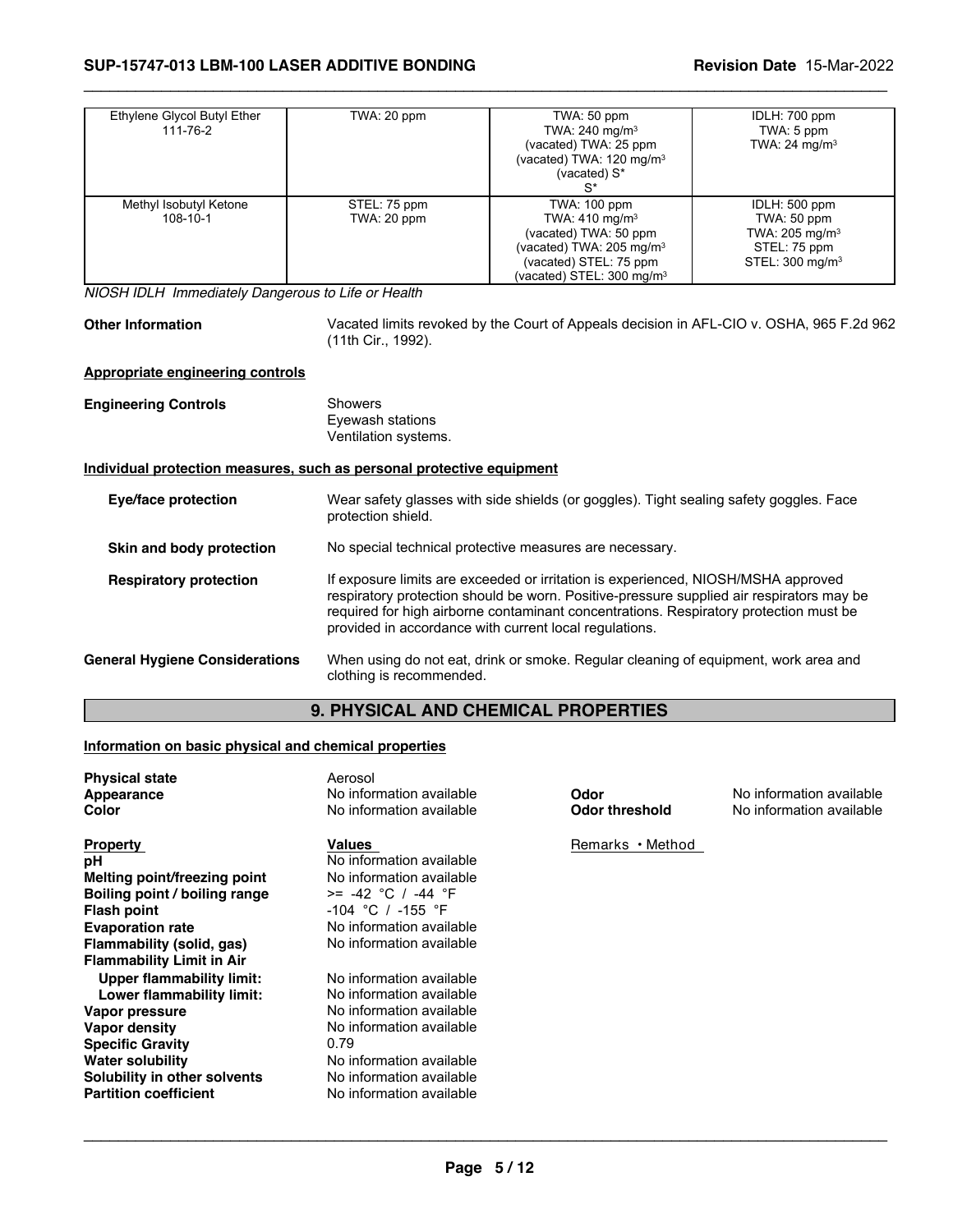| | | | |
|---|---|---|---|
| Ethylene Glycol Butyl Ether<br>111-76-2 | TWA: 20 ppm | TWA: 50 ppm<br>TWA: 240 mg/m³<br>(vacated) TWA: 25 ppm<br>(vacated) TWA: 120 mg/m³<br>(vacated) S*<br>S* | IDLH: 700 ppm<br>TWA: 5 ppm<br>TWA: 24 mg/m³ |
| Methyl Isobutyl Ketone<br>108-10-1 | STEL: 75 ppm<br>TWA: 20 ppm | TWA: 100 ppm<br>TWA: 410 mg/m³<br>(vacated) TWA: 50 ppm<br>(vacated) TWA: 205 mg/m³<br>(vacated) STEL: 75 ppm<br>(vacated) STEL: 300 mg/m³ | IDLH: 500 ppm<br>TWA: 50 ppm<br>TWA: 205 mg/m³<br>STEL: 75 ppm<br>STEL: 300 mg/m³ |

*NIOSH IDLH Immediately Dangerous to Life or Health*

**Other Information** Vacated limits revoked by the Court of Appeals decision in AFL-CIO v. OSHA, 965 F.2d 962 (11th Cir., 1992).

**Appropriate engineering controls**

**Engineering Controls**
Showers
Eyewash stations
Ventilation systems.

**Individual protection measures, such as personal protective equipment**

**Eye/face protection** Wear safety glasses with side shields (or goggles). Tight sealing safety goggles. Face protection shield.

**Skin and body protection** No special technical protective measures are necessary.

**Respiratory protection** If exposure limits are exceeded or irritation is experienced, NIOSH/MSHA approved respiratory protection should be worn. Positive-pressure supplied air respirators may be required for high airborne contaminant concentrations. Respiratory protection must be provided in accordance with current local regulations.

**General Hygiene Considerations** When using do not eat, drink or smoke. Regular cleaning of equipment, work area and clothing is recommended.

## 9. PHYSICAL AND CHEMICAL PROPERTIES

**Information on basic physical and chemical properties**

**Physical state** Aerosol
**Appearance** No information available
**Color** No information available
**Odor** No information available
**Odor threshold** No information available

| Property | Values | Remarks • Method |
|---|---|---|
| **pH** | No information available | |
| **Melting point/freezing point** | No information available | |
| **Boiling point / boiling range** | >= -42 °C / -44 °F | |
| **Flash point** | -104 °C / -155 °F | |
| **Evaporation rate** | No information available | |
| **Flammability (solid, gas)** | No information available | |
| **Flammability Limit in Air** | | |
| **Upper flammability limit:** | No information available | |
| **Lower flammability limit:** | No information available | |
| **Vapor pressure** | No information available | |
| **Vapor density** | No information available | |
| **Specific Gravity** | 0.79 | |
| **Water solubility** | No information available | |
| **Solubility in other solvents** | No information available | |
| **Partition coefficient** | No information available | |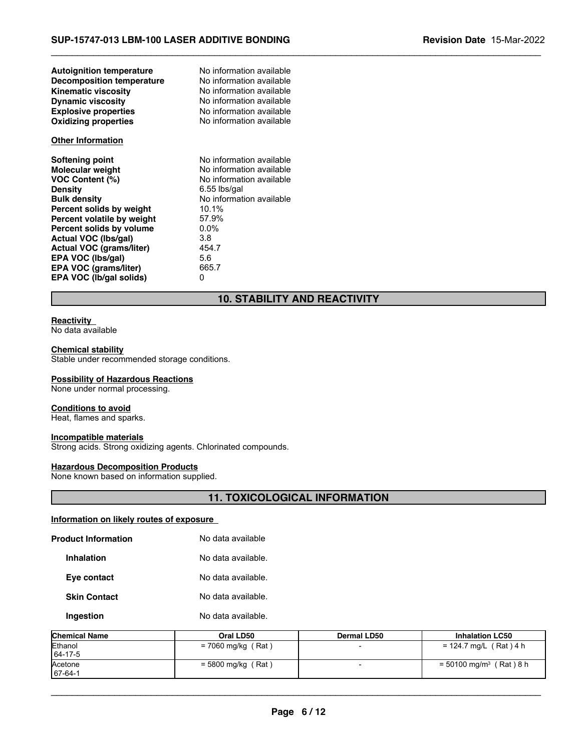**Autoignition temperature** No information available
**Decomposition temperature** No information available
**Kinematic viscosity** No information available
**Dynamic viscosity** No information available
**Explosive properties** No information available
**Oxidizing properties** No information available

**Other Information**

**Softening point** No information available
**Molecular weight** No information available
**VOC Content (%)** No information available
**Density** 6.55 lbs/gal
**Bulk density** No information available
**Percent solids by weight** 10.1%
**Percent volatile by weight** 57.9%
**Percent solids by volume** 0.0%
**Actual VOC (lbs/gal)** 3.8
**Actual VOC (grams/liter)** 454.7
**EPA VOC (lbs/gal)** 5.6
**EPA VOC (grams/liter)** 665.7
**EPA VOC (lb/gal solids)** 0

## 10. STABILITY AND REACTIVITY

**Reactivity**
No data available

**Chemical stability**
Stable under recommended storage conditions.

**Possibility of Hazardous Reactions**
None under normal processing.

**Conditions to avoid**
Heat, flames and sparks.

**Incompatible materials**
Strong acids. Strong oxidizing agents. Chlorinated compounds.

**Hazardous Decomposition Products**
None known based on information supplied.

## 11. TOXICOLOGICAL INFORMATION

**Information on likely routes of exposure**

**Product Information** No data available

**Inhalation** No data available.

**Eye contact** No data available.

**Skin Contact** No data available.

**Ingestion** No data available.

| Chemical Name | Oral LD50 | Dermal LD50 | Inhalation LC50 |
|---|---|---|---|
| Ethanol<br>64-17-5 | = 7060 mg/kg ( Rat ) | - | = 124.7 mg/L ( Rat ) 4 h |
| Acetone<br>67-64-1 | = 5800 mg/kg ( Rat ) | - | = 50100 mg/m³ ( Rat ) 8 h |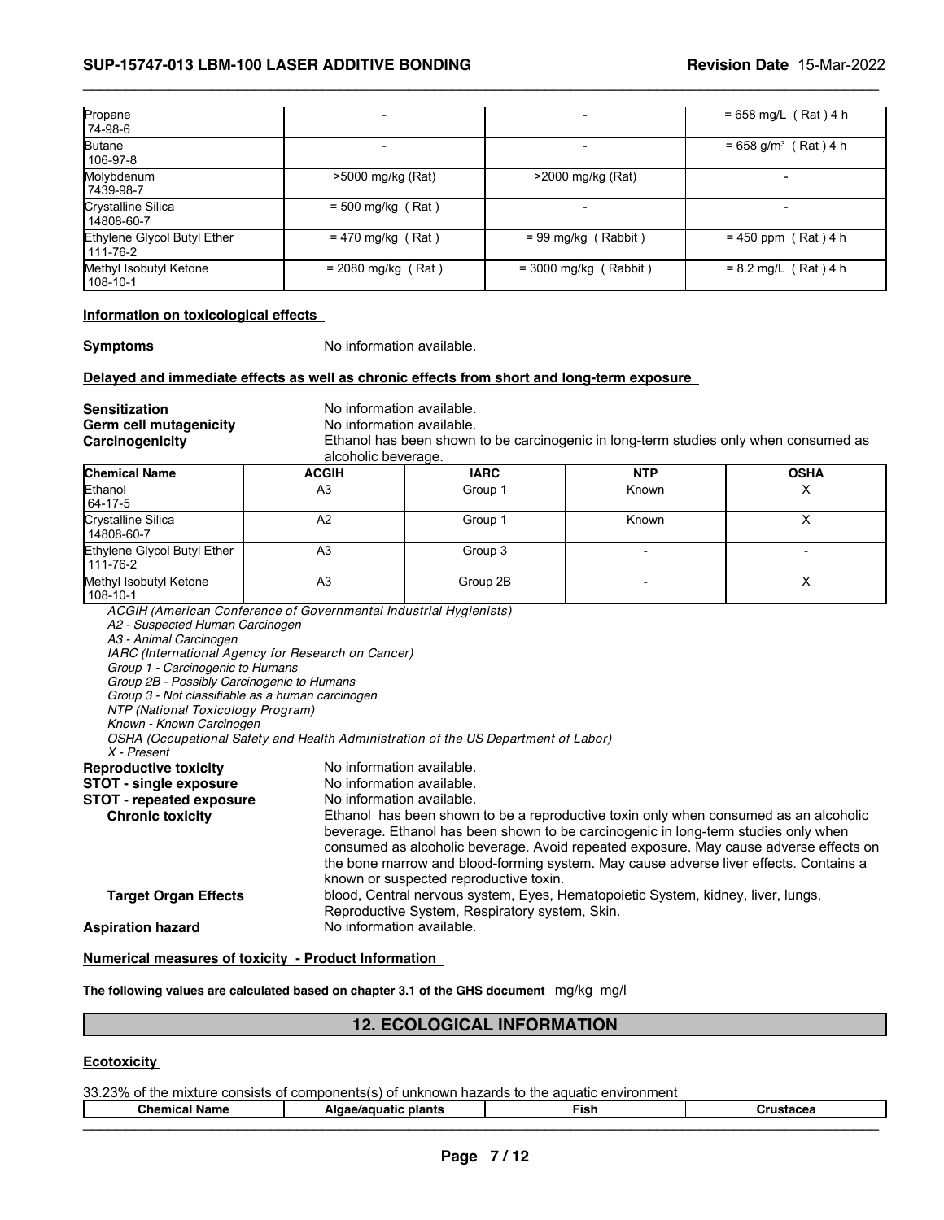| | | | |
|---|---|---|---|
| Propane<br>74-98-6 | - | - | = 658 mg/L ( Rat ) 4 h |
| Butane<br>106-97-8 | - | - | = 658 g/m³ ( Rat ) 4 h |
| Molybdenum<br>7439-98-7 | >5000 mg/kg (Rat) | >2000 mg/kg (Rat) | - |
| Crystalline Silica<br>14808-60-7 | = 500 mg/kg ( Rat ) | - | - |
| Ethylene Glycol Butyl Ether<br>111-76-2 | = 470 mg/kg ( Rat ) | = 99 mg/kg ( Rabbit ) | = 450 ppm ( Rat ) 4 h |
| Methyl Isobutyl Ketone<br>108-10-1 | = 2080 mg/kg ( Rat ) | = 3000 mg/kg ( Rabbit ) | = 8.2 mg/L ( Rat ) 4 h |

**Information on toxicological effects**

**Symptoms** No information available.

**Delayed and immediate effects as well as chronic effects from short and long-term exposure**

**Sensitization** No information available.
**Germ cell mutagenicity** No information available.
**Carcinogenicity** Ethanol has been shown to be carcinogenic in long-term studies only when consumed as alcoholic beverage.

| Chemical Name | ACGIH | IARC | NTP | OSHA |
|---|---|---|---|---|
| Ethanol<br>64-17-5 | A3 | Group 1 | Known | X |
| Crystalline Silica<br>14808-60-7 | A2 | Group 1 | Known | X |
| Ethylene Glycol Butyl Ether<br>111-76-2 | A3 | Group 3 | - | - |
| Methyl Isobutyl Ketone<br>108-10-1 | A3 | Group 2B | - | X |

*ACGIH (American Conference of Governmental Industrial Hygienists)*
*A2 - Suspected Human Carcinogen*
*A3 - Animal Carcinogen*
*IARC (International Agency for Research on Cancer)*
*Group 1 - Carcinogenic to Humans*
*Group 2B - Possibly Carcinogenic to Humans*
*Group 3 - Not classifiable as a human carcinogen*
*NTP (National Toxicology Program)*
*Known - Known Carcinogen*
*OSHA (Occupational Safety and Health Administration of the US Department of Labor)*
*X - Present*

**Reproductive toxicity** No information available.
**STOT - single exposure** No information available.
**STOT - repeated exposure** No information available.
**Chronic toxicity** Ethanol has been shown to be a reproductive toxin only when consumed as an alcoholic beverage. Ethanol has been shown to be carcinogenic in long-term studies only when consumed as alcoholic beverage. Avoid repeated exposure. May cause adverse effects on the bone marrow and blood-forming system. May cause adverse liver effects. Contains a known or suspected reproductive toxin.
**Target Organ Effects** blood, Central nervous system, Eyes, Hematopoietic System, kidney, liver, lungs, Reproductive System, Respiratory system, Skin.
**Aspiration hazard** No information available.

**Numerical measures of toxicity - Product Information**

**The following values are calculated based on chapter 3.1 of the GHS document** mg/kg mg/l

## 12. ECOLOGICAL INFORMATION

**Ecotoxicity**

33.23% of the mixture consists of components(s) of unknown hazards to the aquatic environment

| Chemical Name | Algae/aquatic plants | Fish | Crustacea |
|---|---|---|---|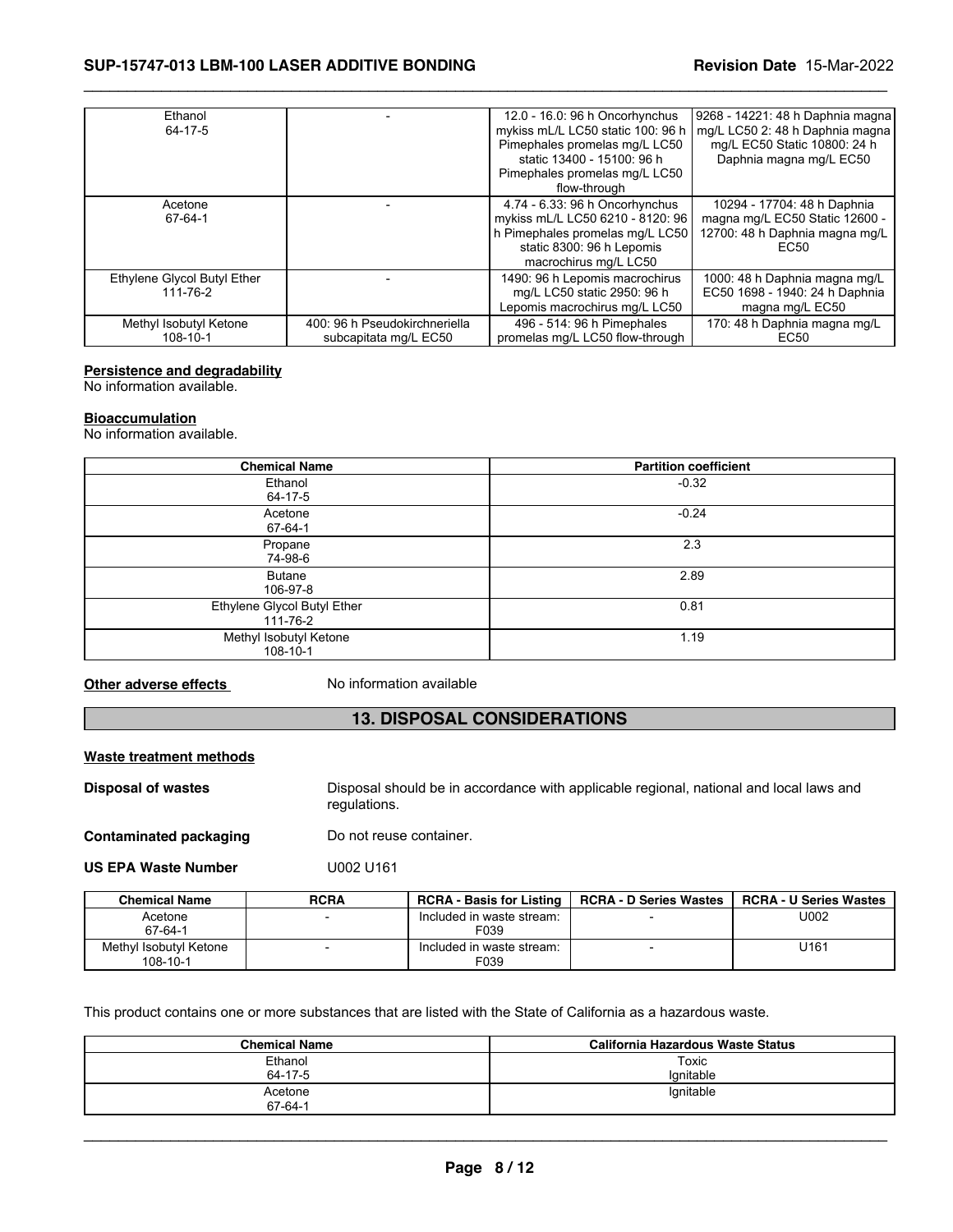| Ethanol 64-17-5 | - | 12.0 - 16.0: 96 h Oncorhynchus mykiss mL/L LC50 static 100: 96 h Pimephales promelas mg/L LC50 static 13400 - 15100: 96 h Pimephales promelas mg/L LC50 flow-through | 9268 - 14221: 48 h Daphnia magna mg/L LC50 2: 48 h Daphnia magna mg/L EC50 Static 10800: 24 h Daphnia magna mg/L EC50 |
|---|---|---|---|
| Acetone 67-64-1 | - | 4.74 - 6.33: 96 h Oncorhynchus mykiss mL/L LC50 6210 - 8120: 96 h Pimephales promelas mg/L LC50 static 8300: 96 h Lepomis macrochirus mg/L LC50 | 10294 - 17704: 48 h Daphnia magna mg/L EC50 Static 12600 - 12700: 48 h Daphnia magna mg/L EC50 |
| Ethylene Glycol Butyl Ether 111-76-2 | - | 1490: 96 h Lepomis macrochirus mg/L LC50 static 2950: 96 h Lepomis macrochirus mg/L LC50 | 1000: 48 h Daphnia magna mg/L EC50 1698 - 1940: 24 h Daphnia magna mg/L EC50 |
| Methyl Isobutyl Ketone 108-10-1 | 400: 96 h Pseudokirchneriella subcapitata mg/L EC50 | 496 - 514: 96 h Pimephales promelas mg/L LC50 flow-through | 170: 48 h Daphnia magna mg/L EC50 |

**Persistence and degradability**
No information available.

**Bioaccumulation**
No information available.

| Chemical Name | Partition coefficient |
|---|---|
| Ethanol 64-17-5 | -0.32 |
| Acetone 67-64-1 | -0.24 |
| Propane 74-98-6 | 2.3 |
| Butane 106-97-8 | 2.89 |
| Ethylene Glycol Butyl Ether 111-76-2 | 0.81 |
| Methyl Isobutyl Ketone 108-10-1 | 1.19 |

**Other adverse effects** No information available

## 13. DISPOSAL CONSIDERATIONS

**Waste treatment methods**

**Disposal of wastes** Disposal should be in accordance with applicable regional, national and local laws and regulations.

**Contaminated packaging** Do not reuse container.

**US EPA Waste Number** U002 U161

| Chemical Name | RCRA | RCRA - Basis for Listing | RCRA - D Series Wastes | RCRA - U Series Wastes |
|---|---|---|---|---|
| Acetone 67-64-1 | - | Included in waste stream: F039 | - | U002 |
| Methyl Isobutyl Ketone 108-10-1 | - | Included in waste stream: F039 | - | U161 |

This product contains one or more substances that are listed with the State of California as a hazardous waste.

| Chemical Name | California Hazardous Waste Status |
|---|---|
| Ethanol 64-17-5 | Toxic Ignitable |
| Acetone 67-64-1 | Ignitable |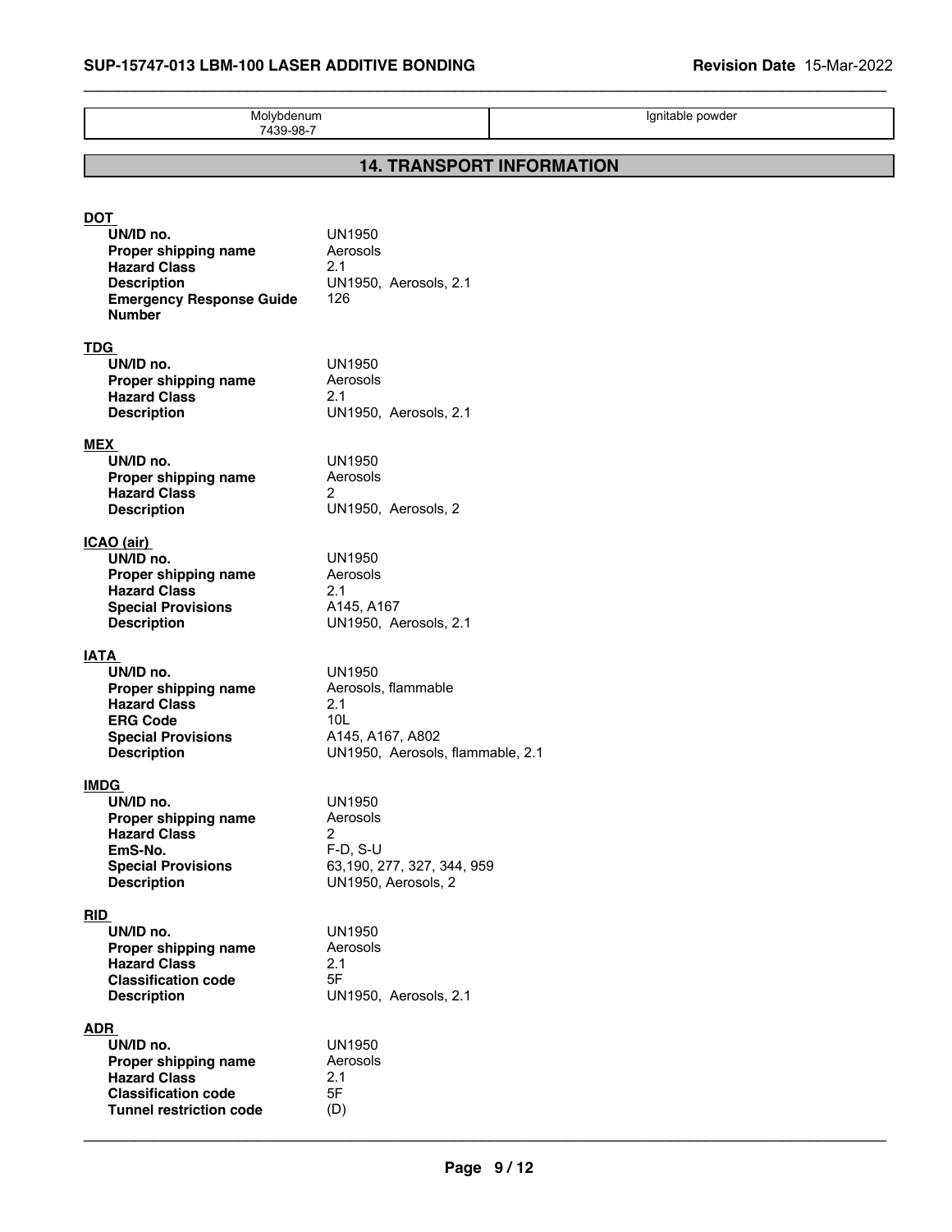| Molybdenum<br>7439-98-7 | Ignitable powder |
|---|---|

## 14. TRANSPORT INFORMATION

**DOT**

| | |
|---|---|
| **UN/ID no.** | UN1950 |
| **Proper shipping name** | Aerosols |
| **Hazard Class** | 2.1 |
| **Description** | UN1950, Aerosols, 2.1 |
| **Emergency Response Guide Number** | 126 |

**TDG**

| | |
|---|---|
| **UN/ID no.** | UN1950 |
| **Proper shipping name** | Aerosols |
| **Hazard Class** | 2.1 |
| **Description** | UN1950, Aerosols, 2.1 |

**MEX**

| | |
|---|---|
| **UN/ID no.** | UN1950 |
| **Proper shipping name** | Aerosols |
| **Hazard Class** | 2 |
| **Description** | UN1950, Aerosols, 2 |

**ICAO (air)**

| | |
|---|---|
| **UN/ID no.** | UN1950 |
| **Proper shipping name** | Aerosols |
| **Hazard Class** | 2.1 |
| **Special Provisions** | A145, A167 |
| **Description** | UN1950, Aerosols, 2.1 |

**IATA**

| | |
|---|---|
| **UN/ID no.** | UN1950 |
| **Proper shipping name** | Aerosols, flammable |
| **Hazard Class** | 2.1 |
| **ERG Code** | 10L |
| **Special Provisions** | A145, A167, A802 |
| **Description** | UN1950, Aerosols, flammable, 2.1 |

**IMDG**

| | |
|---|---|
| **UN/ID no.** | UN1950 |
| **Proper shipping name** | Aerosols |
| **Hazard Class** | 2 |
| **EmS-No.** | F-D, S-U |
| **Special Provisions** | 63,190, 277, 327, 344, 959 |
| **Description** | UN1950, Aerosols, 2 |

**RID**

| | |
|---|---|
| **UN/ID no.** | UN1950 |
| **Proper shipping name** | Aerosols |
| **Hazard Class** | 2.1 |
| **Classification code** | 5F |
| **Description** | UN1950, Aerosols, 2.1 |

**ADR**

| | |
|---|---|
| **UN/ID no.** | UN1950 |
| **Proper shipping name** | Aerosols |
| **Hazard Class** | 2.1 |
| **Classification code** | 5F |
| **Tunnel restriction code** | (D) |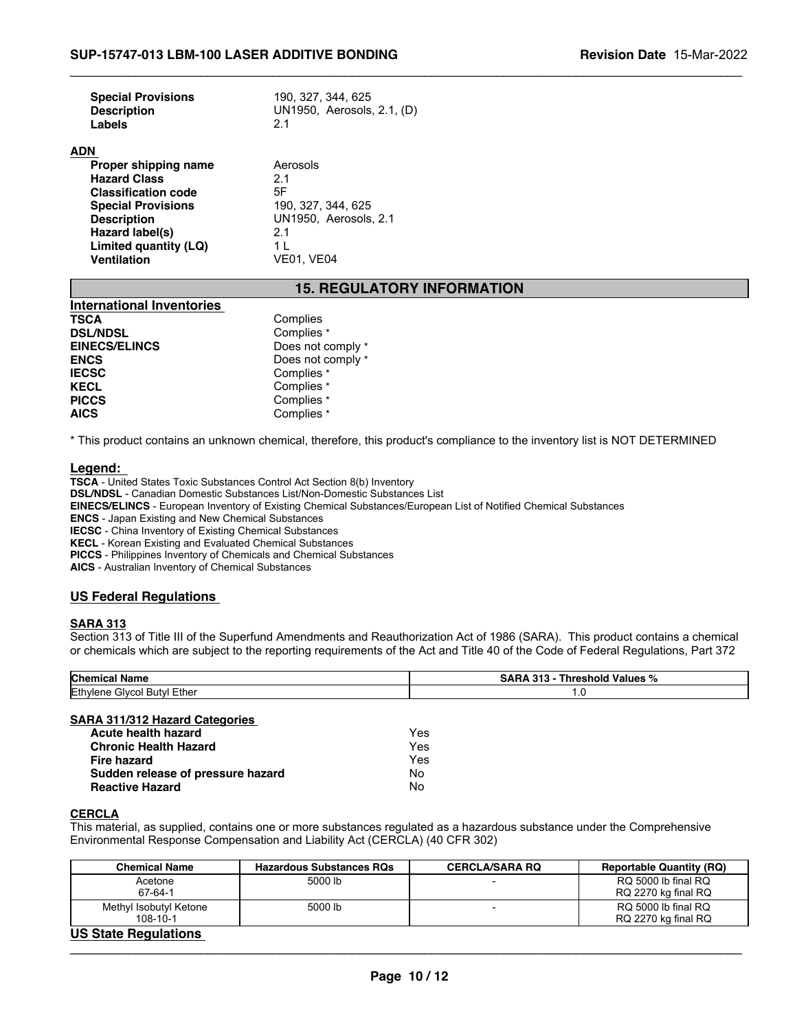| | |
|---|---|
| **Special Provisions** | 190, 327, 344, 625 |
| **Description** | UN1950, Aerosols, 2.1, (D) |
| **Labels** | 2.1 |

**ADN**

| | |
|---|---|
| **Proper shipping name** | Aerosols |
| **Hazard Class** | 2.1 |
| **Classification code** | 5F |
| **Special Provisions** | 190, 327, 344, 625 |
| **Description** | UN1950, Aerosols, 2.1 |
| **Hazard label(s)** | 2.1 |
| **Limited quantity (LQ)** | 1 L |
| **Ventilation** | VE01, VE04 |

## 15. REGULATORY INFORMATION

### International Inventories

| | |
|---|---|
| **TSCA** | Complies |
| **DSL/NDSL** | Complies * |
| **EINECS/ELINCS** | Does not comply * |
| **ENCS** | Does not comply * |
| **IECSC** | Complies * |
| **KECL** | Complies * |
| **PICCS** | Complies * |
| **AICS** | Complies * |

* This product contains an unknown chemical, therefore, this product's compliance to the inventory list is NOT DETERMINED

### Legend:

**TSCA** - United States Toxic Substances Control Act Section 8(b) Inventory
**DSL/NDSL** - Canadian Domestic Substances List/Non-Domestic Substances List
**EINECS/ELINCS** - European Inventory of Existing Chemical Substances/European List of Notified Chemical Substances
**ENCS** - Japan Existing and New Chemical Substances
**IECSC** - China Inventory of Existing Chemical Substances
**KECL** - Korean Existing and Evaluated Chemical Substances
**PICCS** - Philippines Inventory of Chemicals and Chemical Substances
**AICS** - Australian Inventory of Chemical Substances

### US Federal Regulations

**SARA 313**

Section 313 of Title III of the Superfund Amendments and Reauthorization Act of 1986 (SARA). This product contains a chemical or chemicals which are subject to the reporting requirements of the Act and Title 40 of the Code of Federal Regulations, Part 372

| Chemical Name | SARA 313 - Threshold Values % |
|---|---|
| Ethylene Glycol Butyl Ether | 1.0 |

**SARA 311/312 Hazard Categories**

| | |
|---|---|
| **Acute health hazard** | Yes |
| **Chronic Health Hazard** | Yes |
| **Fire hazard** | Yes |
| **Sudden release of pressure hazard** | No |
| **Reactive Hazard** | No |

**CERCLA**

This material, as supplied, contains one or more substances regulated as a hazardous substance under the Comprehensive Environmental Response Compensation and Liability Act (CERCLA) (40 CFR 302)

| Chemical Name | Hazardous Substances RQs | CERCLA/SARA RQ | Reportable Quantity (RQ) |
|---|---|---|---|
| Acetone<br>67-64-1 | 5000 lb | - | RQ 5000 lb final RQ<br>RQ 2270 kg final RQ |
| Methyl Isobutyl Ketone<br>108-10-1 | 5000 lb | - | RQ 5000 lb final RQ<br>RQ 2270 kg final RQ |

### US State Regulations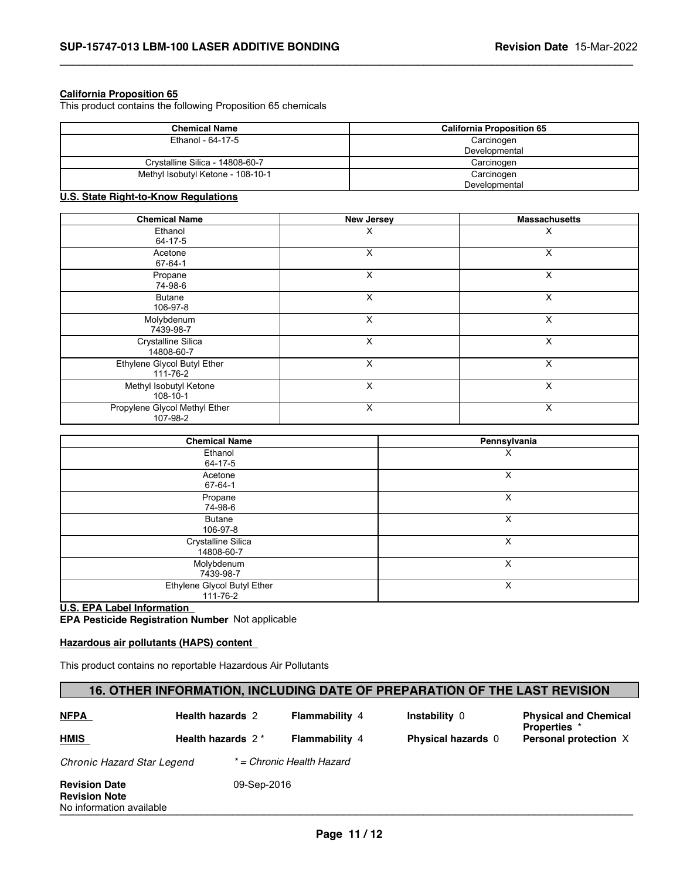**California Proposition 65**

This product contains the following Proposition 65 chemicals

| Chemical Name | California Proposition 65 |
| --- | --- |
| Ethanol - 64-17-5 | Carcinogen<br>Developmental |
| Crystalline Silica - 14808-60-7 | Carcinogen |
| Methyl Isobutyl Ketone - 108-10-1 | Carcinogen<br>Developmental |

**U.S. State Right-to-Know Regulations**

| Chemical Name | New Jersey | Massachusetts |
| --- | --- | --- |
| Ethanol<br>64-17-5 | X | X |
| Acetone<br>67-64-1 | X | X |
| Propane<br>74-98-6 | X | X |
| Butane<br>106-97-8 | X | X |
| Molybdenum<br>7439-98-7 | X | X |
| Crystalline Silica<br>14808-60-7 | X | X |
| Ethylene Glycol Butyl Ether<br>111-76-2 | X | X |
| Methyl Isobutyl Ketone<br>108-10-1 | X | X |
| Propylene Glycol Methyl Ether<br>107-98-2 | X | X |

| Chemical Name | Pennsylvania |
| --- | --- |
| Ethanol<br>64-17-5 | X |
| Acetone<br>67-64-1 | X |
| Propane<br>74-98-6 | X |
| Butane<br>106-97-8 | X |
| Crystalline Silica<br>14808-60-7 | X |
| Molybdenum<br>7439-98-7 | X |
| Ethylene Glycol Butyl Ether<br>111-76-2 | X |

**U.S. EPA Label Information**

**EPA Pesticide Registration Number** Not applicable

**Hazardous air pollutants (HAPS) content**

This product contains no reportable Hazardous Air Pollutants

## 16. OTHER INFORMATION, INCLUDING DATE OF PREPARATION OF THE LAST REVISION

| | | | | |
| --- | --- | --- | --- | --- |
| **NFPA** | **Health hazards** 2 | **Flammability** 4 | **Instability** 0 | **Physical and Chemical Properties** * |
| **HMIS** | **Health hazards** 2 * | **Flammability** 4 | **Physical hazards** 0 | **Personal protection** X |

*Chronic Hazard Star Legend* *\* = Chronic Health Hazard*

**Revision Date** 09-Sep-2016

**Revision Note**

No information available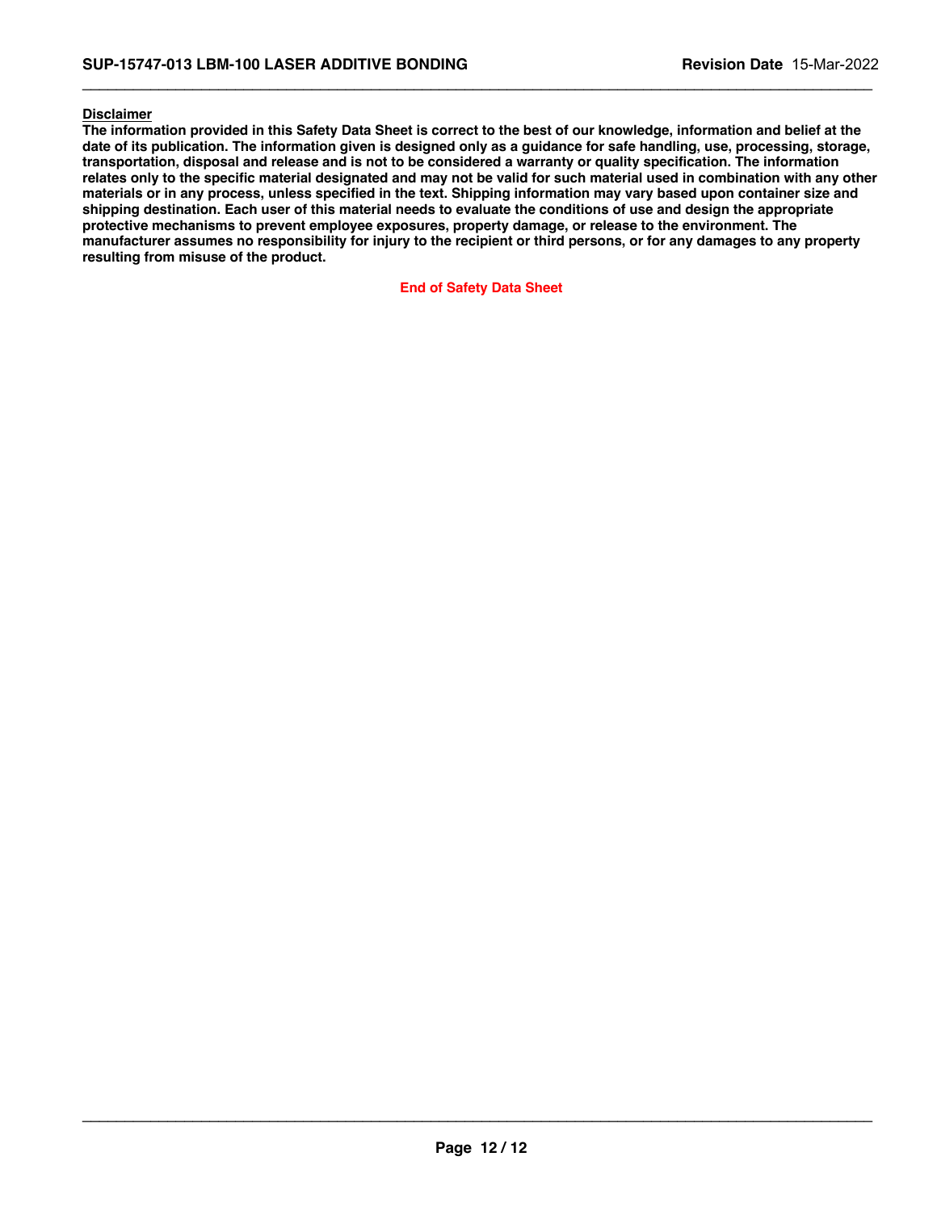**Disclaimer**

**The information provided in this Safety Data Sheet is correct to the best of our knowledge, information and belief at the date of its publication. The information given is designed only as a guidance for safe handling, use, processing, storage, transportation, disposal and release and is not to be considered a warranty or quality specification. The information relates only to the specific material designated and may not be valid for such material used in combination with any other materials or in any process, unless specified in the text. Shipping information may vary based upon container size and shipping destination. Each user of this material needs to evaluate the conditions of use and design the appropriate protective mechanisms to prevent employee exposures, property damage, or release to the environment. The manufacturer assumes no responsibility for injury to the recipient or third persons, or for any damages to any property resulting from misuse of the product.**

**End of Safety Data Sheet**